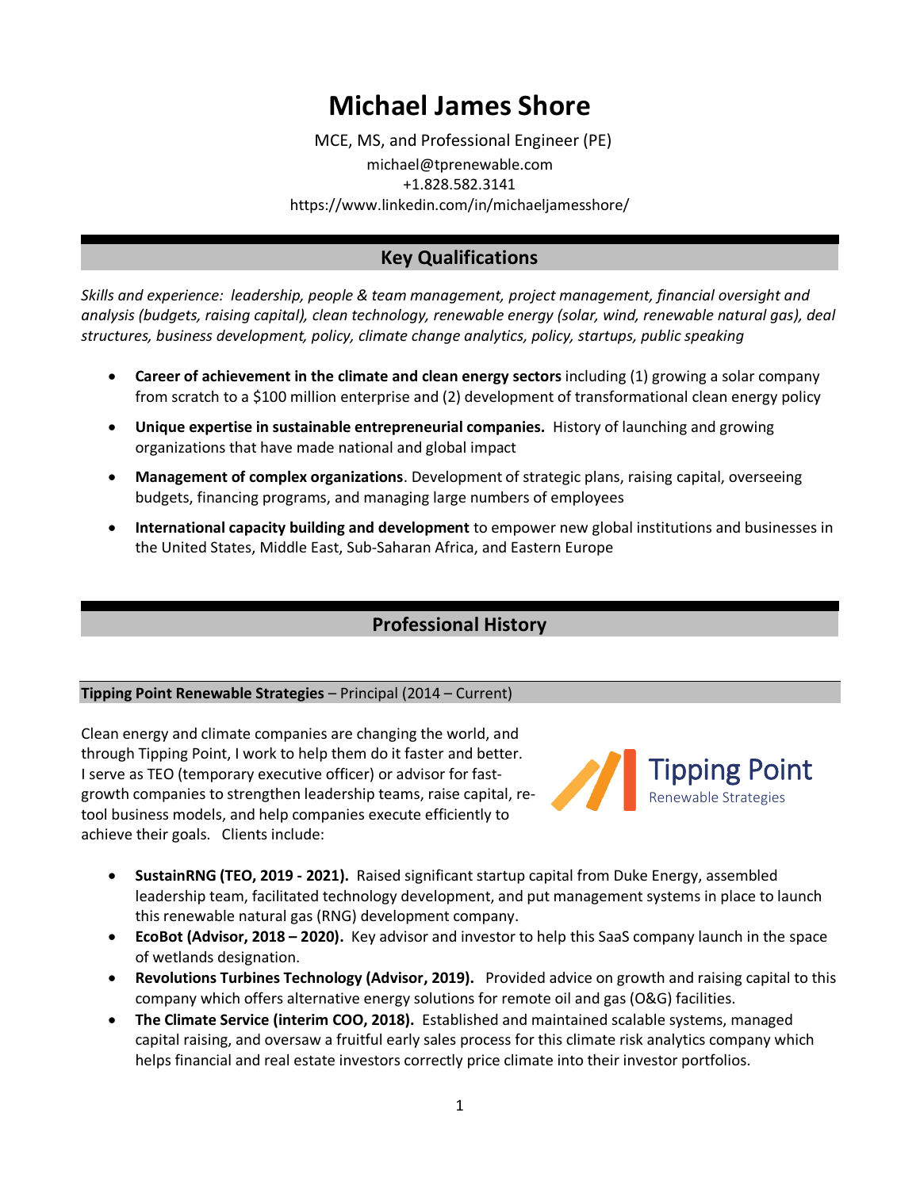# Michael James Shore

MCE, MS, and Professional Engineer (PE)

michael@tprenewable.com

+1.828.582.3141

https://www.linkedin.com/in/michaeljamesshore/

## Key Qualifications

*Skills and experience: leadership, people & team management, project management, financial oversight and analysis (budgets, raising capital), clean technology, renewable energy (solar, wind, renewable natural gas), deal structures, business development, policy, climate change analytics, policy, startups, public speaking*

- **Career of achievement in the climate and clean energy sectors** including (1) growing a solar company from scratch to a $100 million enterprise and (2) development of transformational clean energy policy
- **Unique expertise in sustainable entrepreneurial companies.** History of launching and growing organizations that have made national and global impact
- **Management of complex organizations**. Development of strategic plans, raising capital, overseeing budgets, financing programs, and managing large numbers of employees
- **International capacity building and development** to empower new global institutions and businesses in the United States, Middle East, Sub-Saharan Africa, and Eastern Europe

## Professional History

### **Tipping Point Renewable Strategies** – Principal (2014 – Current)

Clean energy and climate companies are changing the world, and through Tipping Point, I work to help them do it faster and better. I serve as TEO (temporary executive officer) or advisor for fast-growth companies to strengthen leadership teams, raise capital, re-tool business models, and help companies execute efficiently to achieve their goals. Clients include:

- **SustainRNG (TEO, 2019 - 2021).** Raised significant startup capital from Duke Energy, assembled leadership team, facilitated technology development, and put management systems in place to launch this renewable natural gas (RNG) development company.
- **EcoBot (Advisor, 2018 – 2020).** Key advisor and investor to help this SaaS company launch in the space of wetlands designation.
- **Revolutions Turbines Technology (Advisor, 2019).** Provided advice on growth and raising capital to this company which offers alternative energy solutions for remote oil and gas (O&G) facilities.
- **The Climate Service (interim COO, 2018).** Established and maintained scalable systems, managed capital raising, and oversaw a fruitful early sales process for this climate risk analytics company which helps financial and real estate investors correctly price climate into their investor portfolios.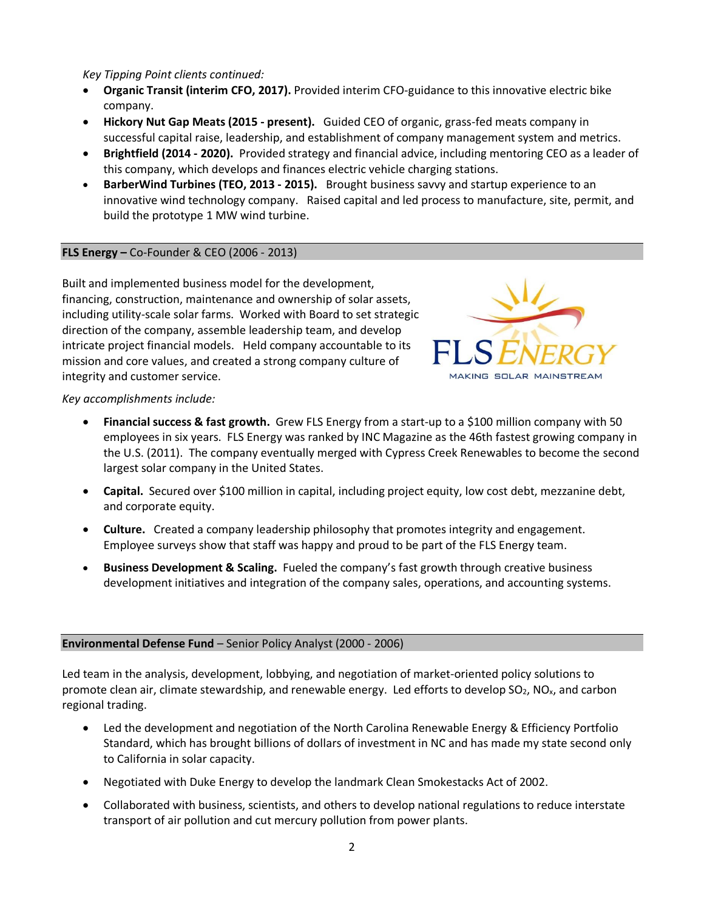*Key Tipping Point clients continued:*

- **Organic Transit (interim CFO, 2017).** Provided interim CFO-guidance to this innovative electric bike company.
- **Hickory Nut Gap Meats (2015 - present).** Guided CEO of organic, grass-fed meats company in successful capital raise, leadership, and establishment of company management system and metrics.
- **Brightfield (2014 - 2020).** Provided strategy and financial advice, including mentoring CEO as a leader of this company, which develops and finances electric vehicle charging stations.
- **BarberWind Turbines (TEO, 2013 - 2015).** Brought business savvy and startup experience to an innovative wind technology company. Raised capital and led process to manufacture, site, permit, and build the prototype 1 MW wind turbine.

## **FLS Energy –** Co-Founder & CEO (2006 - 2013)

Built and implemented business model for the development, financing, construction, maintenance and ownership of solar assets, including utility-scale solar farms. Worked with Board to set strategic direction of the company, assemble leadership team, and develop intricate project financial models. Held company accountable to its mission and core values, and created a strong company culture of integrity and customer service.

FLS ENERGY
MAKING SOLAR MAINSTREAM

*Key accomplishments include:*

- **Financial success & fast growth.** Grew FLS Energy from a start-up to a $100 million company with 50 employees in six years. FLS Energy was ranked by INC Magazine as the 46th fastest growing company in the U.S. (2011). The company eventually merged with Cypress Creek Renewables to become the second largest solar company in the United States.
- **Capital.** Secured over $100 million in capital, including project equity, low cost debt, mezzanine debt, and corporate equity.
- **Culture.** Created a company leadership philosophy that promotes integrity and engagement. Employee surveys show that staff was happy and proud to be part of the FLS Energy team.
- **Business Development & Scaling.** Fueled the company's fast growth through creative business development initiatives and integration of the company sales, operations, and accounting systems.

## **Environmental Defense Fund** – Senior Policy Analyst (2000 - 2006)

Led team in the analysis, development, lobbying, and negotiation of market-oriented policy solutions to promote clean air, climate stewardship, and renewable energy. Led efforts to develop $SO_2$, $NO_x$, and carbon regional trading.

- Led the development and negotiation of the North Carolina Renewable Energy & Efficiency Portfolio Standard, which has brought billions of dollars of investment in NC and has made my state second only to California in solar capacity.
- Negotiated with Duke Energy to develop the landmark Clean Smokestacks Act of 2002.
- Collaborated with business, scientists, and others to develop national regulations to reduce interstate transport of air pollution and cut mercury pollution from power plants.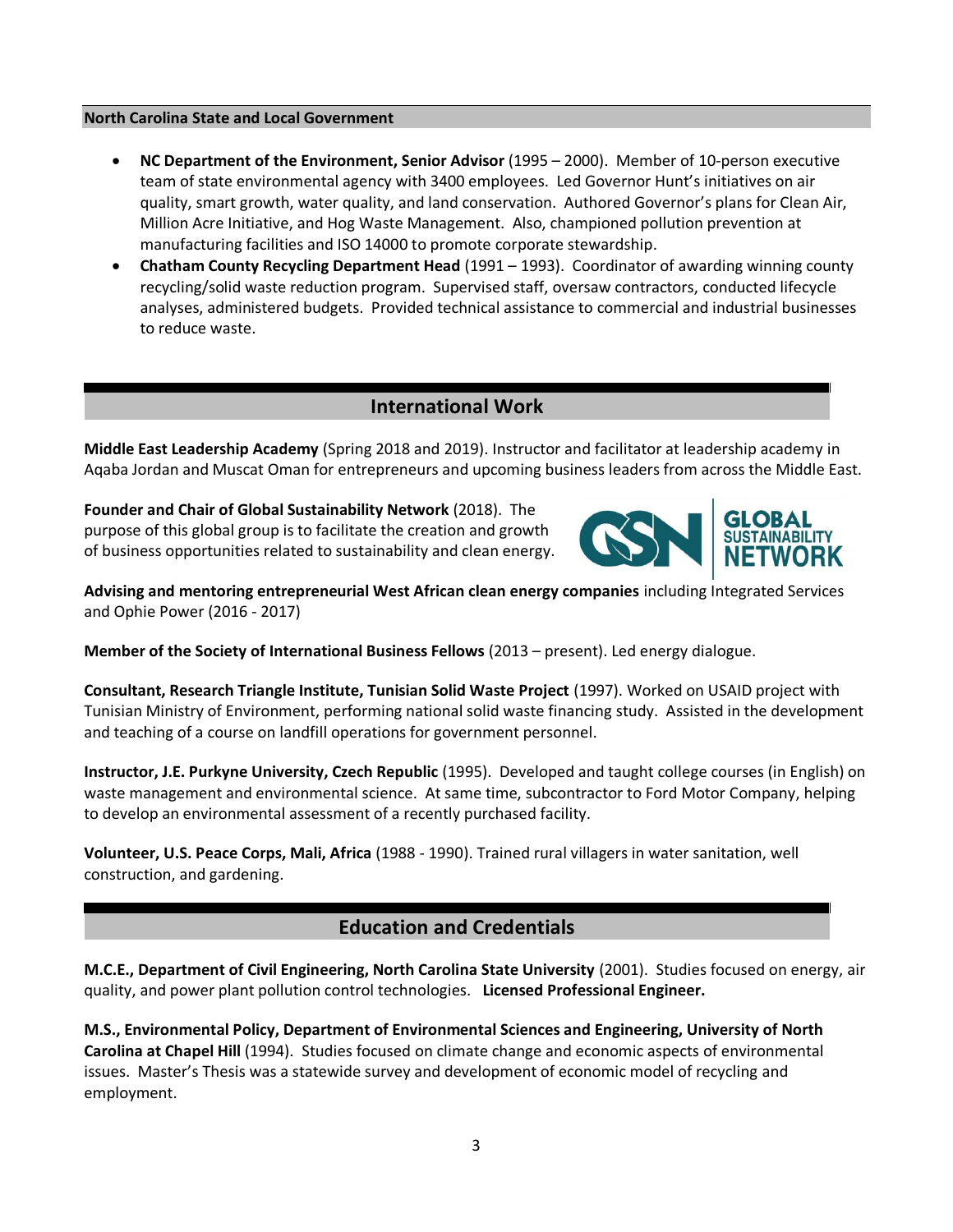### North Carolina State and Local Government

- **NC Department of the Environment, Senior Advisor** (1995 – 2000). Member of 10-person executive team of state environmental agency with 3400 employees. Led Governor Hunt's initiatives on air quality, smart growth, water quality, and land conservation. Authored Governor's plans for Clean Air, Million Acre Initiative, and Hog Waste Management. Also, championed pollution prevention at manufacturing facilities and ISO 14000 to promote corporate stewardship.
- **Chatham County Recycling Department Head** (1991 – 1993). Coordinator of awarding winning county recycling/solid waste reduction program. Supervised staff, oversaw contractors, conducted lifecycle analyses, administered budgets. Provided technical assistance to commercial and industrial businesses to reduce waste.

## International Work

**Middle East Leadership Academy** (Spring 2018 and 2019). Instructor and facilitator at leadership academy in Aqaba Jordan and Muscat Oman for entrepreneurs and upcoming business leaders from across the Middle East.

**Founder and Chair of Global Sustainability Network** (2018). The purpose of this global group is to facilitate the creation and growth of business opportunities related to sustainability and clean energy.

**Advising and mentoring entrepreneurial West African clean energy companies** including Integrated Services and Ophie Power (2016 - 2017)

**Member of the Society of International Business Fellows** (2013 – present). Led energy dialogue.

**Consultant, Research Triangle Institute, Tunisian Solid Waste Project** (1997). Worked on USAID project with Tunisian Ministry of Environment, performing national solid waste financing study. Assisted in the development and teaching of a course on landfill operations for government personnel.

**Instructor, J.E. Purkyne University, Czech Republic** (1995). Developed and taught college courses (in English) on waste management and environmental science. At same time, subcontractor to Ford Motor Company, helping to develop an environmental assessment of a recently purchased facility.

**Volunteer, U.S. Peace Corps, Mali, Africa** (1988 - 1990). Trained rural villagers in water sanitation, well construction, and gardening.

## Education and Credentials

**M.C.E., Department of Civil Engineering, North Carolina State University** (2001). Studies focused on energy, air quality, and power plant pollution control technologies. **Licensed Professional Engineer.**

**M.S., Environmental Policy, Department of Environmental Sciences and Engineering, University of North Carolina at Chapel Hill** (1994). Studies focused on climate change and economic aspects of environmental issues. Master's Thesis was a statewide survey and development of economic model of recycling and employment.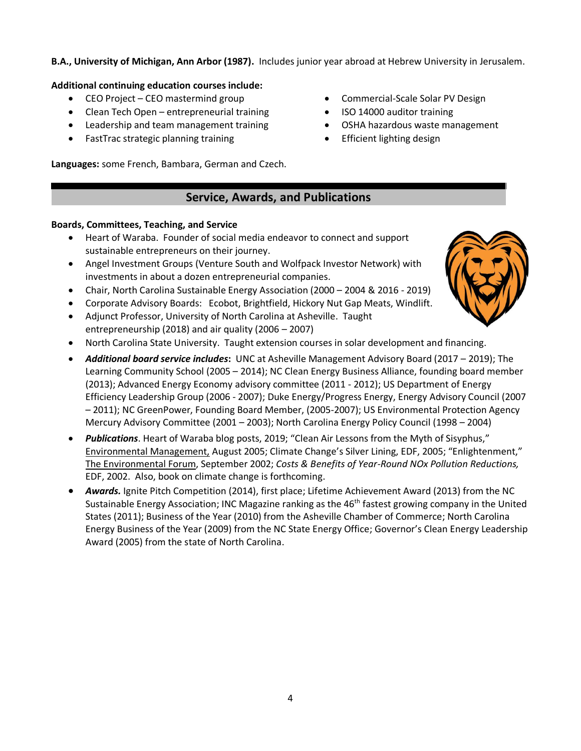**B.A., University of Michigan, Ann Arbor (1987).** Includes junior year abroad at Hebrew University in Jerusalem.

**Additional continuing education courses include:**

- CEO Project – CEO mastermind group
- Clean Tech Open – entrepreneurial training
- Leadership and team management training
- FastTrac strategic planning training
- Commercial-Scale Solar PV Design
- ISO 14000 auditor training
- OSHA hazardous waste management
- Efficient lighting design

**Languages:** some French, Bambara, German and Czech.

## Service, Awards, and Publications

**Boards, Committees, Teaching, and Service**

- Heart of Waraba. Founder of social media endeavor to connect and support sustainable entrepreneurs on their journey.
- Angel Investment Groups (Venture South and Wolfpack Investor Network) with investments in about a dozen entrepreneurial companies.
- Chair, North Carolina Sustainable Energy Association (2000 – 2004 & 2016 - 2019)
- Corporate Advisory Boards: Ecobot, Brightfield, Hickory Nut Gap Meats, Windlift.
- Adjunct Professor, University of North Carolina at Asheville. Taught entrepreneurship (2018) and air quality (2006 – 2007)
- North Carolina State University. Taught extension courses in solar development and financing.
- ***Additional board service includes*:** UNC at Asheville Management Advisory Board (2017 – 2019); The Learning Community School (2005 – 2014); NC Clean Energy Business Alliance, founding board member (2013); Advanced Energy Economy advisory committee (2011 - 2012); US Department of Energy Efficiency Leadership Group (2006 - 2007); Duke Energy/Progress Energy, Energy Advisory Council (2007 – 2011); NC GreenPower, Founding Board Member, (2005-2007); US Environmental Protection Agency Mercury Advisory Committee (2001 – 2003); North Carolina Energy Policy Council (1998 – 2004)
- ***Publications***. Heart of Waraba blog posts, 2019; "Clean Air Lessons from the Myth of Sisyphus," Environmental Management, August 2005; Climate Change's Silver Lining, EDF, 2005; "Enlightenment," The Environmental Forum, September 2002; *Costs & Benefits of Year-Round NOx Pollution Reductions,* EDF, 2002. Also, book on climate change is forthcoming.
- ***Awards.*** Ignite Pitch Competition (2014), first place; Lifetime Achievement Award (2013) from the NC Sustainable Energy Association; INC Magazine ranking as the 46th fastest growing company in the United States (2011); Business of the Year (2010) from the Asheville Chamber of Commerce; North Carolina Energy Business of the Year (2009) from the NC State Energy Office; Governor's Clean Energy Leadership Award (2005) from the state of North Carolina.